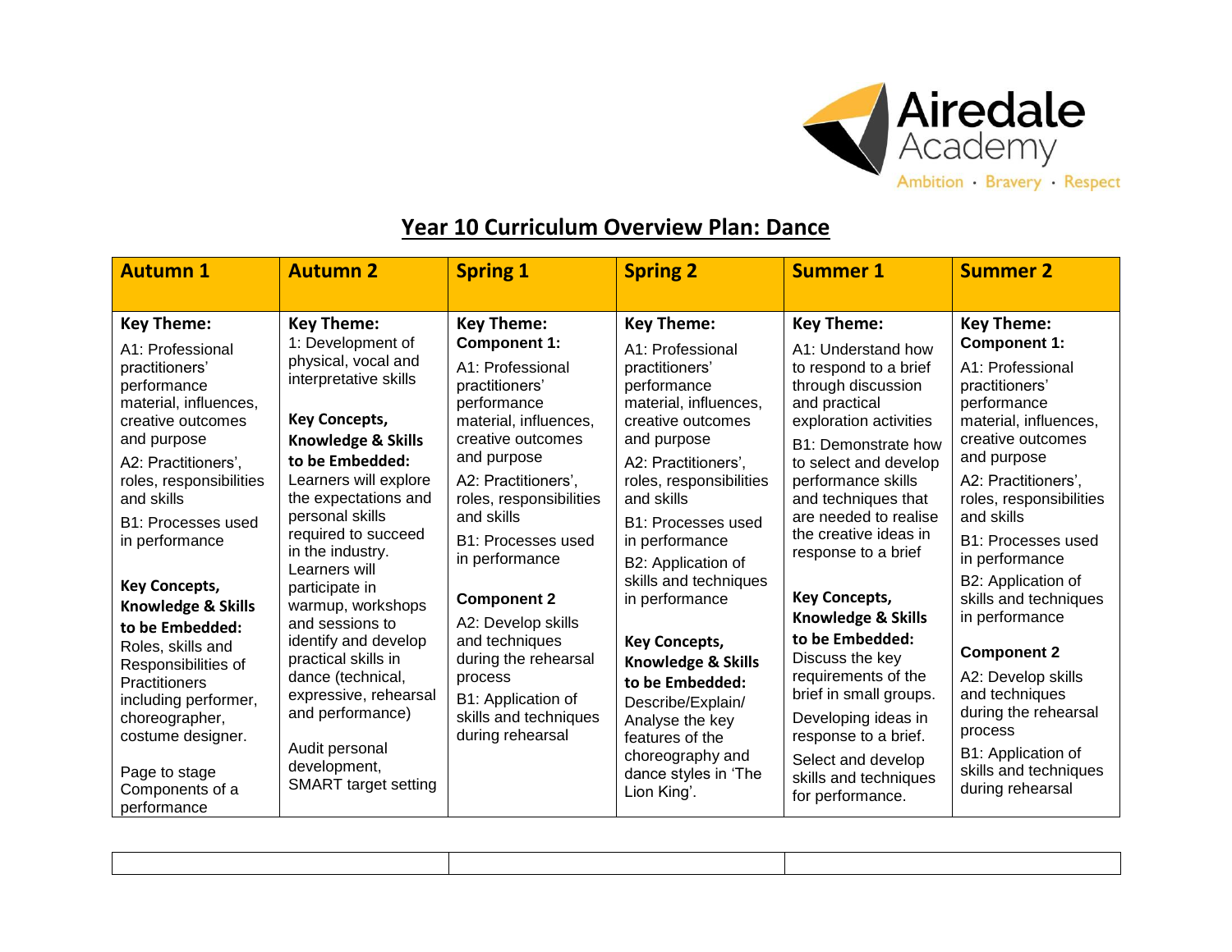Airedale Academy

Ambition · Bravery · Respect

## Year 10 Curriculum Overview Plan: Dance

| Autumn 1 | Autumn 2 | Spring 1 | Spring 2 | Summer 1 | Summer 2 |
|---|---|---|---|---|---|
| **Key Theme:**<br>A1: Professional practitioners' performance material, influences, creative outcomes and purpose<br>A2: Practitioners', roles, responsibilities and skills<br>B1: Processes used in performance<br><br>**Key Concepts, Knowledge & Skills to be Embedded:**<br>Roles, skills and Responsibilities of Practitioners including performer, choreographer, costume designer.<br><br>Page to stage Components of a performance | **Key Theme:**<br>1: Development of physical, vocal and interpretative skills<br><br>**Key Concepts, Knowledge & Skills to be Embedded:**<br>Learners will explore the expectations and personal skills required to succeed in the industry. Learners will participate in warmup, workshops and sessions to identify and develop practical skills in dance (technical, expressive, rehearsal and performance)<br><br>Audit personal development, SMART target setting | **Key Theme:**<br>**Component 1:**<br>A1: Professional practitioners' performance material, influences, creative outcomes and purpose<br>A2: Practitioners', roles, responsibilities and skills<br>B1: Processes used in performance<br><br>**Component 2**<br>A2: Develop skills and techniques during the rehearsal process<br>B1: Application of skills and techniques during rehearsal | **Key Theme:**<br>A1: Professional practitioners' performance material, influences, creative outcomes and purpose<br>A2: Practitioners', roles, responsibilities and skills<br>B1: Processes used in performance<br>B2: Application of skills and techniques in performance<br><br>**Key Concepts, Knowledge & Skills to be Embedded:**<br>Describe/Explain/ Analyse the key features of the choreography and dance styles in 'The Lion King'. | **Key Theme:**<br>A1: Understand how to respond to a brief through discussion and practical exploration activities<br>B1: Demonstrate how to select and develop performance skills and techniques that are needed to realise the creative ideas in response to a brief<br><br>**Key Concepts, Knowledge & Skills to be Embedded:**<br>Discuss the key requirements of the brief in small groups.<br>Developing ideas in response to a brief.<br>Select and develop skills and techniques for performance. | **Key Theme:**<br>**Component 1:**<br>A1: Professional practitioners' performance material, influences, creative outcomes and purpose<br>A2: Practitioners', roles, responsibilities and skills<br>B1: Processes used in performance<br>B2: Application of skills and techniques in performance<br><br>**Component 2**<br>A2: Develop skills and techniques during the rehearsal process<br>B1: Application of skills and techniques during rehearsal |

| | | |
|---|---|---|
| | | |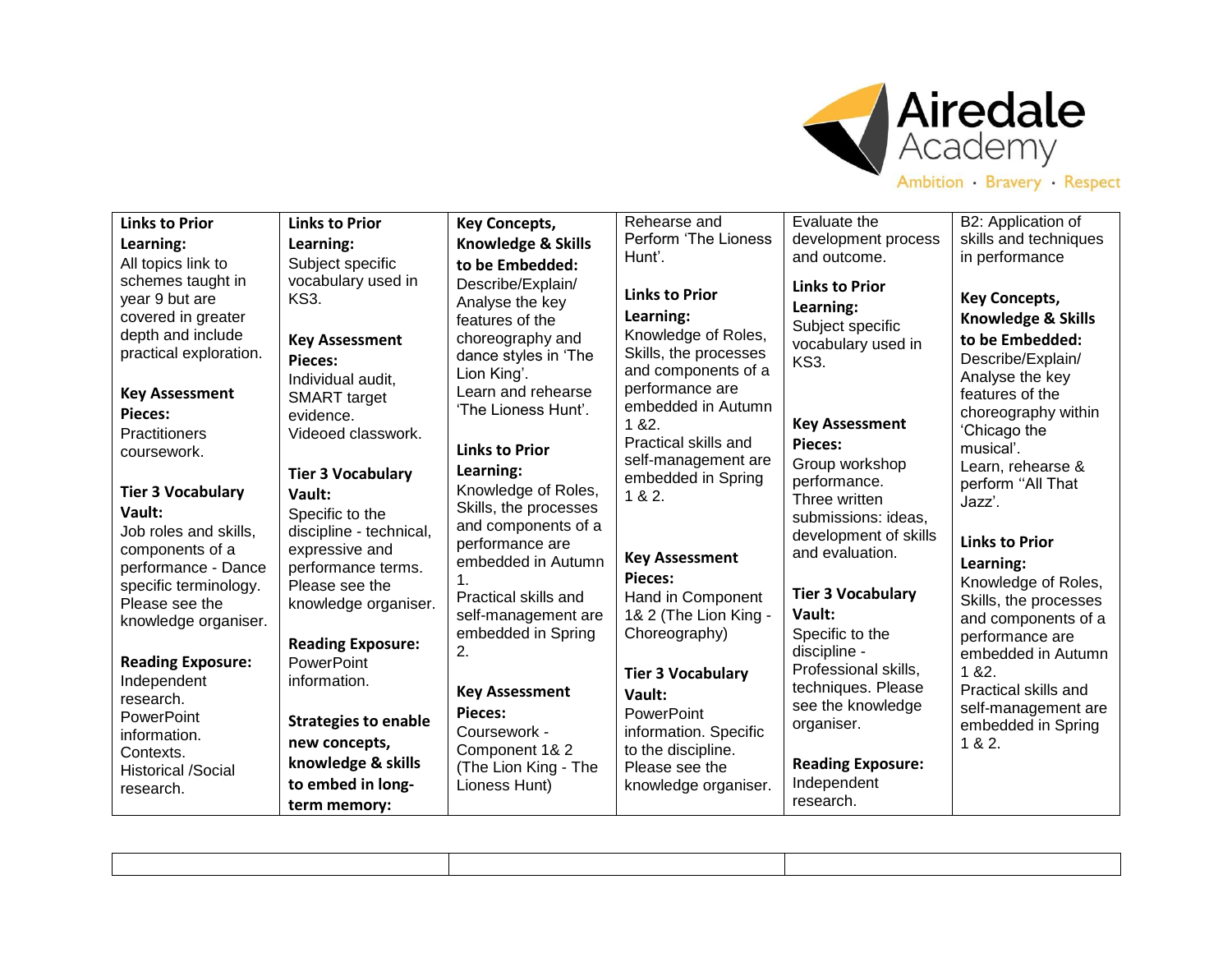| **Links to Prior Learning:** All topics link to schemes taught in year 9 but are covered in greater depth and include practical exploration. **Key Assessment Pieces:** Practitioners coursework. **Tier 3 Vocabulary Vault:** Job roles and skills, components of a performance - Dance specific terminology. Please see the knowledge organiser. **Reading Exposure:** Independent research. PowerPoint information. Contexts. Historical /Social research. | **Links to Prior Learning:** Subject specific vocabulary used in KS3. **Key Assessment Pieces:** Individual audit, SMART target evidence. Videoed classwork. **Tier 3 Vocabulary Vault:** Specific to the discipline - technical, expressive and performance terms. Please see the knowledge organiser. **Reading Exposure:** PowerPoint information. **Strategies to enable new concepts, knowledge & skills to embed in long-term memory:** | **Key Concepts, Knowledge & Skills to be Embedded:** Describe/Explain/ Analyse the key features of the choreography and dance styles in 'The Lion King'. Learn and rehearse 'The Lioness Hunt'. **Links to Prior Learning:** Knowledge of Roles, Skills, the processes and components of a performance are embedded in Autumn 1. Practical skills and self-management are embedded in Spring 2. **Key Assessment Pieces:** Coursework - Component 1& 2 (The Lion King - The Lioness Hunt) | Rehearse and Perform 'The Lioness Hunt'. **Links to Prior Learning:** Knowledge of Roles, Skills, the processes and components of a performance are embedded in Autumn 1 &2. Practical skills and self-management are embedded in Spring 1 & 2. **Key Assessment Pieces:** Hand in Component 1& 2 (The Lion King - Choreography) **Tier 3 Vocabulary Vault:** PowerPoint information. Specific to the discipline. Please see the knowledge organiser. | Evaluate the development process and outcome. **Links to Prior Learning:** Subject specific vocabulary used in KS3. **Key Assessment Pieces:** Group workshop performance. Three written submissions: ideas, development of skills and evaluation. **Tier 3 Vocabulary Vault:** Specific to the discipline - Professional skills, techniques. Please see the knowledge organiser. **Reading Exposure:** Independent research. | B2: Application of skills and techniques in performance **Key Concepts, Knowledge & Skills to be Embedded:** Describe/Explain/ Analyse the key features of the choreography within 'Chicago the musical'. Learn, rehearse & perform ''All That Jazz'. **Links to Prior Learning:** Knowledge of Roles, Skills, the processes and components of a performance are embedded in Autumn 1 &2. Practical skills and self-management are embedded in Spring 1 & 2. |
|---|---|---|---|---|---|

| | | |
|---|---|---|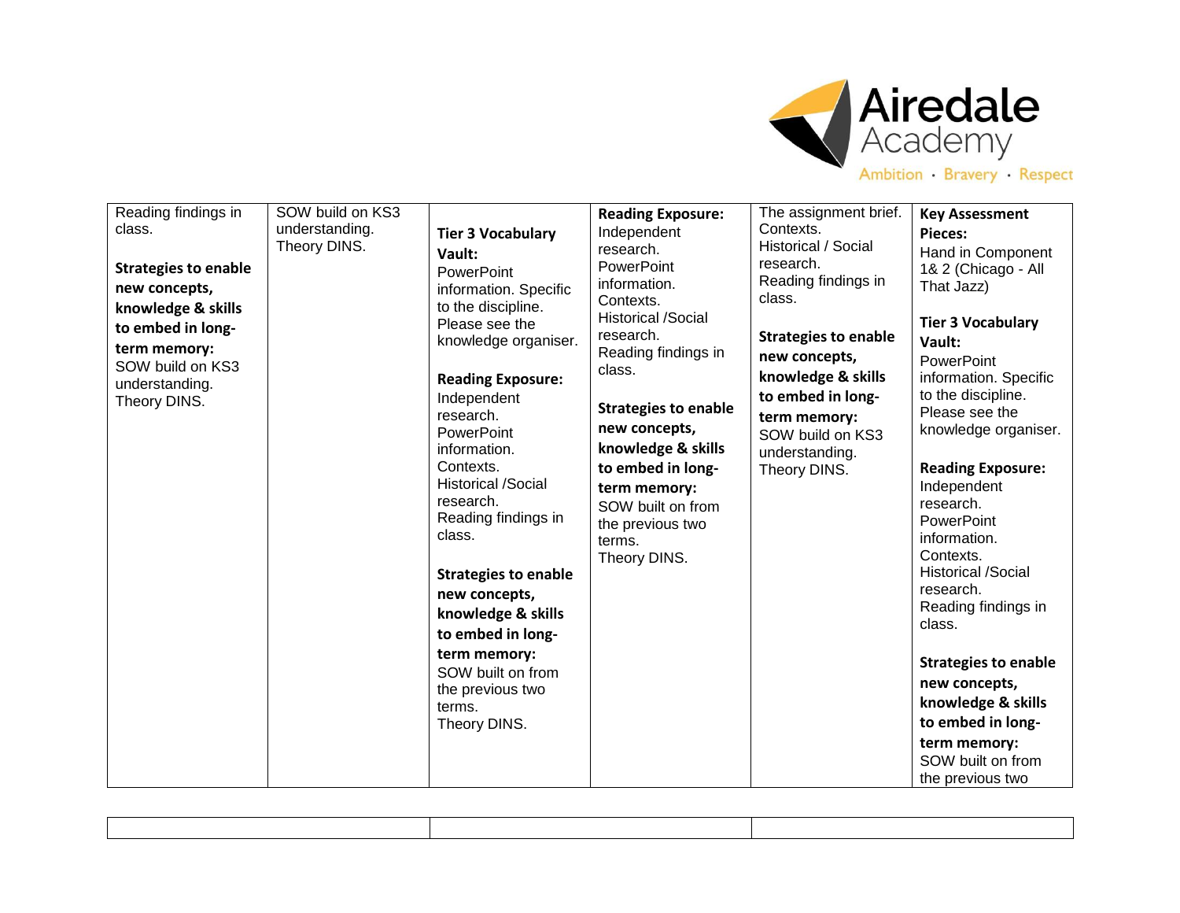| | | | | | |
|---|---|---|---|---|---|
| Reading findings in class.<br><br>**Strategies to enable new concepts, knowledge & skills to embed in long-term memory:**<br>SOW build on KS3 understanding.<br>Theory DINS. | SOW build on KS3 understanding.<br>Theory DINS. | **Tier 3 Vocabulary Vault:**<br>PowerPoint information. Specific to the discipline. Please see the knowledge organiser.<br><br>**Reading Exposure:**<br>Independent research.<br>PowerPoint information.<br>Contexts.<br>Historical /Social research.<br>Reading findings in class.<br><br>**Strategies to enable new concepts, knowledge & skills to embed in long-term memory:**<br>SOW built on from the previous two terms.<br>Theory DINS. | **Reading Exposure:**<br>Independent research.<br>PowerPoint information.<br>Contexts.<br>Historical /Social research.<br>Reading findings in class.<br><br>**Strategies to enable new concepts, knowledge & skills to embed in long-term memory:**<br>SOW built on from the previous two terms.<br>Theory DINS. | The assignment brief.<br>Contexts.<br>Historical / Social research.<br>Reading findings in class.<br><br>**Strategies to enable new concepts, knowledge & skills to embed in long-term memory:**<br>SOW build on KS3 understanding.<br>Theory DINS. | **Key Assessment Pieces:**<br>Hand in Component 1& 2 (Chicago - All That Jazz)<br><br>**Tier 3 Vocabulary Vault:**<br>PowerPoint information. Specific to the discipline. Please see the knowledge organiser.<br><br>**Reading Exposure:**<br>Independent research.<br>PowerPoint information.<br>Contexts.<br>Historical /Social research.<br>Reading findings in class.<br><br>**Strategies to enable new concepts, knowledge & skills to embed in long-term memory:**<br>SOW built on from the previous two |

| | | |
|---|---|---|
| | | |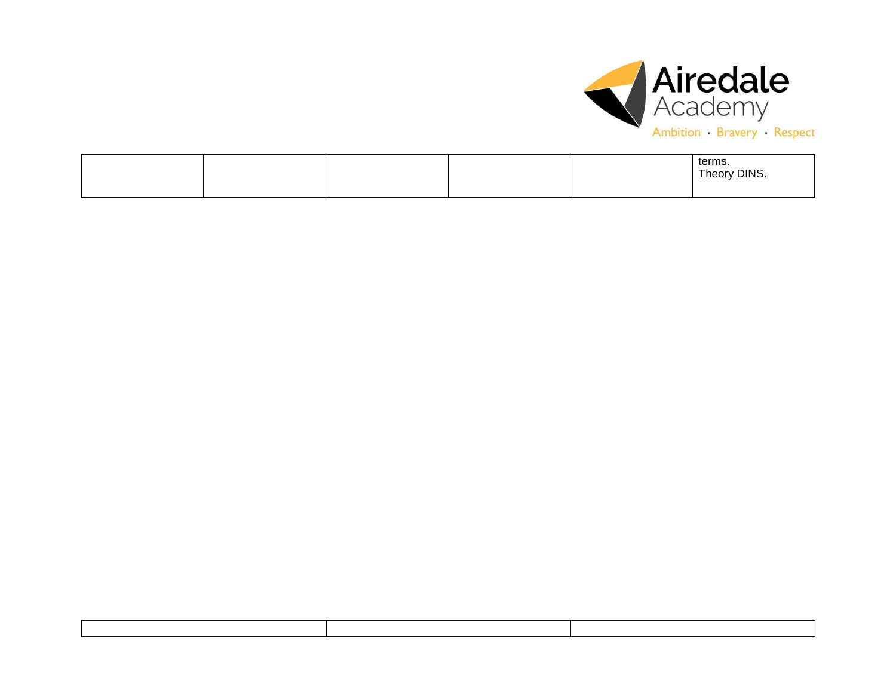| | | | | | |
|---|---|---|---|---|---|
| | | | | | terms.<br>Theory DINS. |

| | | |
|---|---|---|
| | | |